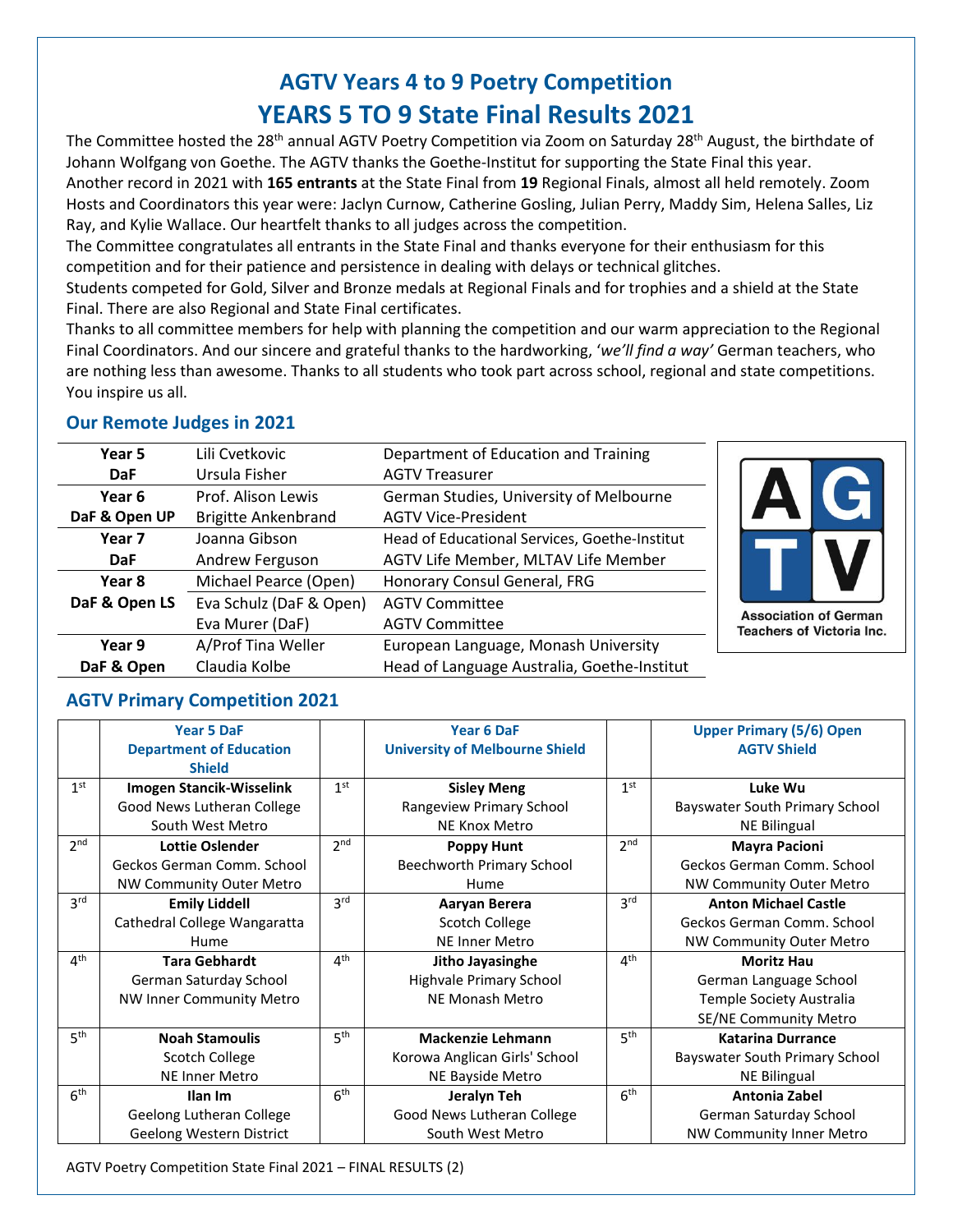# AGTV Years 4 to 9 Poetry Competition

# YEARS 5 TO 9 State Final Results 2021

The Committee hosted the 28th annual AGTV Poetry Competition via Zoom on Saturday 28th August, the birthdate of Johann Wolfgang von Goethe. The AGTV thanks the Goethe-Institut for supporting the State Final this year.

Another record in 2021 with **165 entrants** at the State Final from **19** Regional Finals, almost all held remotely. Zoom Hosts and Coordinators this year were: Jaclyn Curnow, Catherine Gosling, Julian Perry, Maddy Sim, Helena Salles, Liz Ray, and Kylie Wallace. Our heartfelt thanks to all judges across the competition.

The Committee congratulates all entrants in the State Final and thanks everyone for their enthusiasm for this competition and for their patience and persistence in dealing with delays or technical glitches.

Students competed for Gold, Silver and Bronze medals at Regional Finals and for trophies and a shield at the State Final. There are also Regional and State Final certificates.

Thanks to all committee members for help with planning the competition and our warm appreciation to the Regional Final Coordinators. And our sincere and grateful thanks to the hardworking, '*we'll find a way'* German teachers, who are nothing less than awesome. Thanks to all students who took part across school, regional and state competitions. You inspire us all.

## Our Remote Judges in 2021

| | | |
|---|---|---|
| **Year 5 DaF** | Lili Cvetkovic | Department of Education and Training |
| | Ursula Fisher | AGTV Treasurer |
| **Year 6 DaF & Open UP** | Prof. Alison Lewis | German Studies, University of Melbourne |
| | Brigitte Ankenbrand | AGTV Vice-President |
| **Year 7 DaF** | Joanna Gibson | Head of Educational Services, Goethe-Institut |
| | Andrew Ferguson | AGTV Life Member, MLTAV Life Member |
| **Year 8 DaF & Open LS** | Michael Pearce (Open) | Honorary Consul General, FRG |
| | Eva Schulz (DaF & Open) | AGTV Committee |
| | Eva Murer (DaF) | AGTV Committee |
| **Year 9 DaF & Open** | A/Prof Tina Weller | European Language, Monash University |
| | Claudia Kolbe | Head of Language Australia, Goethe-Institut |

AGTV – Association of German Teachers of Victoria Inc.

## AGTV Primary Competition 2021

| | Year 5 DaF<br>Department of Education Shield | | Year 6 DaF<br>University of Melbourne Shield | | Upper Primary (5/6) Open<br>AGTV Shield |
|---|---|---|---|---|---|
| 1st | **Imogen Stancik-Wisselink**<br>Good News Lutheran College<br>South West Metro | 1st | **Sisley Meng**<br>Rangeview Primary School<br>NE Knox Metro | 1st | **Luke Wu**<br>Bayswater South Primary School<br>NE Bilingual |
| 2nd | **Lottie Oslender**<br>Geckos German Comm. School<br>NW Community Outer Metro | 2nd | **Poppy Hunt**<br>Beechworth Primary School<br>Hume | 2nd | **Mayra Pacioni**<br>Geckos German Comm. School<br>NW Community Outer Metro |
| 3rd | **Emily Liddell**<br>Cathedral College Wangaratta<br>Hume | 3rd | **Aaryan Berera**<br>Scotch College<br>NE Inner Metro | 3rd | **Anton Michael Castle**<br>Geckos German Comm. School<br>NW Community Outer Metro |
| 4th | **Tara Gebhardt**<br>German Saturday School<br>NW Inner Community Metro | 4th | **Jitho Jayasinghe**<br>Highvale Primary School<br>NE Monash Metro | 4th | **Moritz Hau**<br>German Language School<br>Temple Society Australia<br>SE/NE Community Metro |
| 5th | **Noah Stamoulis**<br>Scotch College<br>NE Inner Metro | 5th | **Mackenzie Lehmann**<br>Korowa Anglican Girls' School<br>NE Bayside Metro | 5th | **Katarina Durrance**<br>Bayswater South Primary School<br>NE Bilingual |
| 6th | **Ilan Im**<br>Geelong Lutheran College<br>Geelong Western District | 6th | **Jeralyn Teh**<br>Good News Lutheran College<br>South West Metro | 6th | **Antonia Zabel**<br>German Saturday School<br>NW Community Inner Metro |

AGTV Poetry Competition State Final 2021 – FINAL RESULTS (2)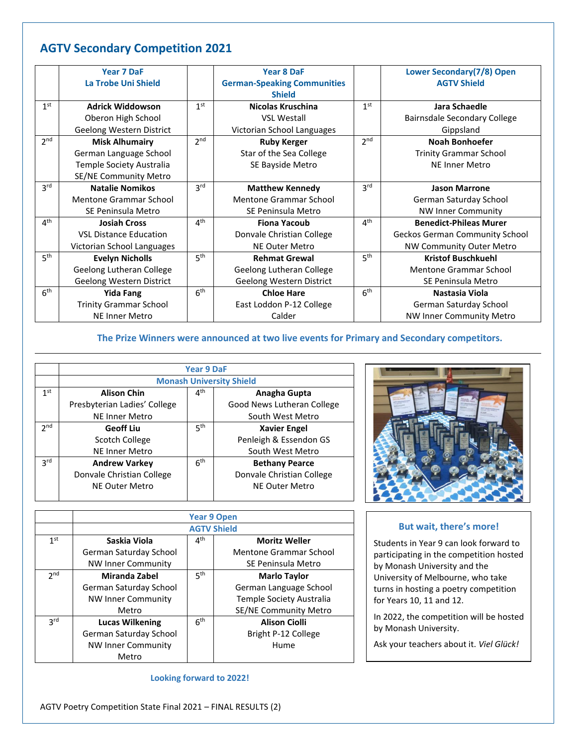## AGTV Secondary Competition 2021

| | Year 7 DaF<br>La Trobe Uni Shield | | Year 8 DaF<br>German-Speaking Communities Shield | | Lower Secondary(7/8) Open<br>AGTV Shield |
|---|---|---|---|---|---|
| 1st | **Adrick Widdowson**<br>Oberon High School<br>Geelong Western District | 1st | **Nicolas Kruschina**<br>VSL Westall<br>Victorian School Languages | 1st | **Jara Schaedle**<br>Bairnsdale Secondary College<br>Gippsland |
| 2nd | **Misk Alhumairy**<br>German Language School<br>Temple Society Australia<br>SE/NE Community Metro | 2nd | **Ruby Kerger**<br>Star of the Sea College<br>SE Bayside Metro | 2nd | **Noah Bonhoefer**<br>Trinity Grammar School<br>NE Inner Metro |
| 3rd | **Natalie Nomikos**<br>Mentone Grammar School<br>SE Peninsula Metro | 3rd | **Matthew Kennedy**<br>Mentone Grammar School<br>SE Peninsula Metro | 3rd | **Jason Marrone**<br>German Saturday School<br>NW Inner Community |
| 4th | **Josiah Cross**<br>VSL Distance Education<br>Victorian School Languages | 4th | **Fiona Yacoub**<br>Donvale Christian College<br>NE Outer Metro | 4th | **Benedict-Phileas Murer**<br>Geckos German Community School<br>NW Community Outer Metro |
| 5th | **Evelyn Nicholls**<br>Geelong Lutheran College<br>Geelong Western District | 5th | **Rehmat Grewal**<br>Geelong Lutheran College<br>Geelong Western District | 5th | **Kristof Buschkuehl**<br>Mentone Grammar School<br>SE Peninsula Metro |
| 6th | **Yida Fang**<br>Trinity Grammar School<br>NE Inner Metro | 6th | **Chloe Hare**<br>East Loddon P-12 College<br>Calder | 6th | **Nastasia Viola**<br>German Saturday School<br>NW Inner Community Metro |

**The Prize Winners were announced at two live events for Primary and Secondary competitors.**

| | Year 9 DaF<br>Monash University Shield | | |
|---|---|---|---|
| 1st | **Alison Chin**<br>Presbyterian Ladies' College<br>NE Inner Metro | 4th | **Anagha Gupta**<br>Good News Lutheran College<br>South West Metro |
| 2nd | **Geoff Liu**<br>Scotch College<br>NE Inner Metro | 5th | **Xavier Engel**<br>Penleigh & Essendon GS<br>South West Metro |
| 3rd | **Andrew Varkey**<br>Donvale Christian College<br>NE Outer Metro | 6th | **Bethany Pearce**<br>Donvale Christian College<br>NE Outer Metro |

| | Year 9 Open<br>AGTV Shield | | |
|---|---|---|---|
| 1st | **Saskia Viola**<br>German Saturday School<br>NW Inner Community | 4th | **Moritz Weller**<br>Mentone Grammar School<br>SE Peninsula Metro |
| 2nd | **Miranda Zabel**<br>German Saturday School<br>NW Inner Community Metro | 5th | **Marlo Taylor**<br>German Language School<br>Temple Society Australia<br>SE/NE Community Metro |
| 3rd | **Lucas Wilkening**<br>German Saturday School<br>NW Inner Community Metro | 6th | **Alison Ciolli**<br>Bright P-12 College<br>Hume |

### But wait, there's more!

Students in Year 9 can look forward to participating in the competition hosted by Monash University and the University of Melbourne, who take turns in hosting a poetry competition for Years 10, 11 and 12.

In 2022, the competition will be hosted by Monash University.

Ask your teachers about it. *Viel Glück!*

**Looking forward to 2022!**

AGTV Poetry Competition State Final 2021 – FINAL RESULTS (2)